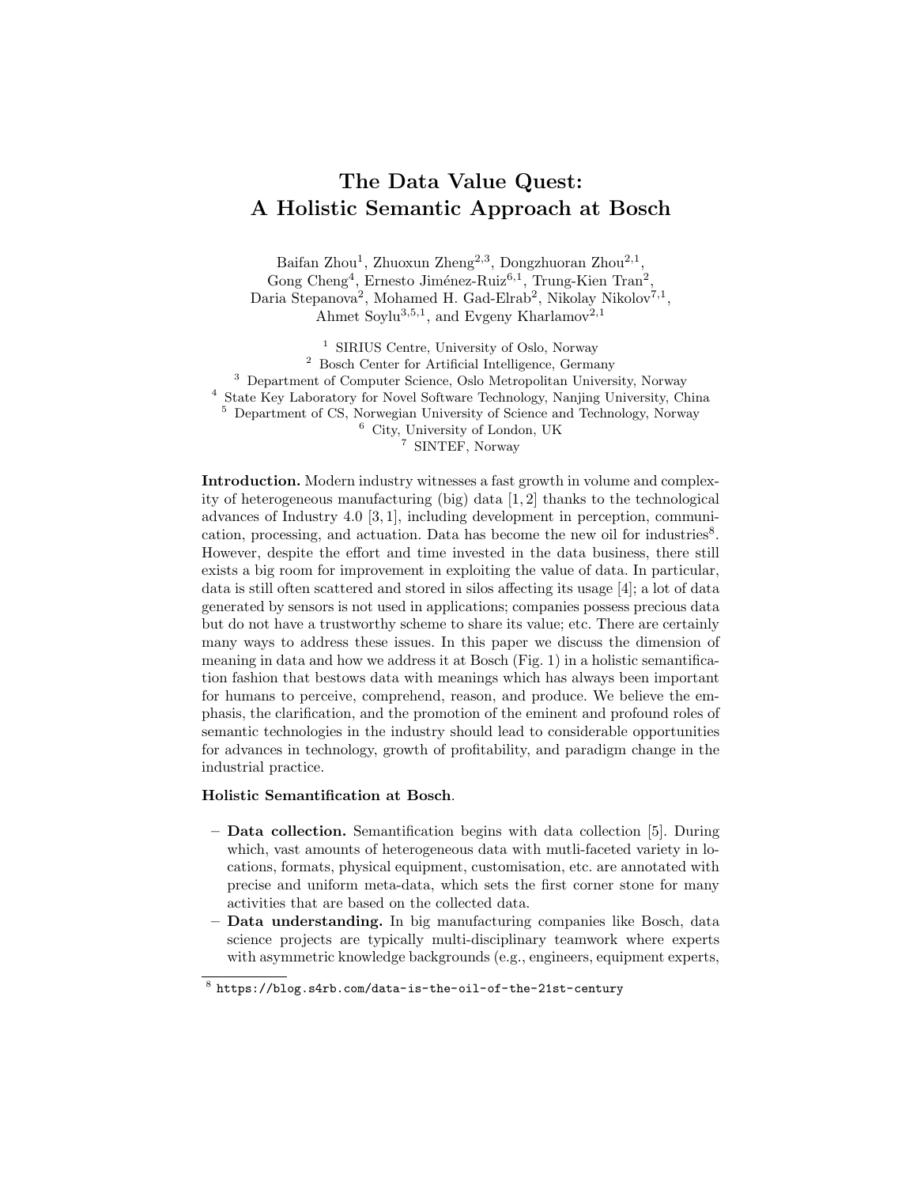# The Data Value Quest: A Holistic Semantic Approach at Bosch

Baifan Zhou[1], Zhuoxun Zheng[2,3], Dongzhuoran Zhou[2,1], Gong Cheng[4], Ernesto Jiménez-Ruiz[6,1], Trung-Kien Tran[2], Daria Stepanova[2], Mohamed H. Gad-Elrab[2], Nikolay Nikolov[7,1], Ahmet Soylu[3,5,1], and Evgeny Kharlamov[2,1]

[1] SIRIUS Centre, University of Oslo, Norway
[2] Bosch Center for Artificial Intelligence, Germany
[3] Department of Computer Science, Oslo Metropolitan University, Norway
[4] State Key Laboratory for Novel Software Technology, Nanjing University, China
[5] Department of CS, Norwegian University of Science and Technology, Norway
[6] City, University of London, UK
[7] SINTEF, Norway

**Introduction.** Modern industry witnesses a fast growth in volume and complexity of heterogeneous manufacturing (big) data [1, 2] thanks to the technological advances of Industry 4.0 [3, 1], including development in perception, communication, processing, and actuation. Data has become the new oil for industries[8]. However, despite the effort and time invested in the data business, there still exists a big room for improvement in exploiting the value of data. In particular, data is still often scattered and stored in silos affecting its usage [4]; a lot of data generated by sensors is not used in applications; companies possess precious data but do not have a trustworthy scheme to share its value; etc. There are certainly many ways to address these issues. In this paper we discuss the dimension of meaning in data and how we address it at Bosch (Fig. 1) in a holistic semantification fashion that bestows data with meanings which has always been important for humans to perceive, comprehend, reason, and produce. We believe the emphasis, the clarification, and the promotion of the eminent and profound roles of semantic technologies in the industry should lead to considerable opportunities for advances in technology, growth of profitability, and paradigm change in the industrial practice.

**Holistic Semantification at Bosch**.

- **Data collection.** Semantification begins with data collection [5]. During which, vast amounts of heterogeneous data with mutli-faceted variety in locations, formats, physical equipment, customisation, etc. are annotated with precise and uniform meta-data, which sets the first corner stone for many activities that are based on the collected data.
- **Data understanding.** In big manufacturing companies like Bosch, data science projects are typically multi-disciplinary teamwork where experts with asymmetric knowledge backgrounds (e.g., engineers, equipment experts,

[8] https://blog.s4rb.com/data-is-the-oil-of-the-21st-century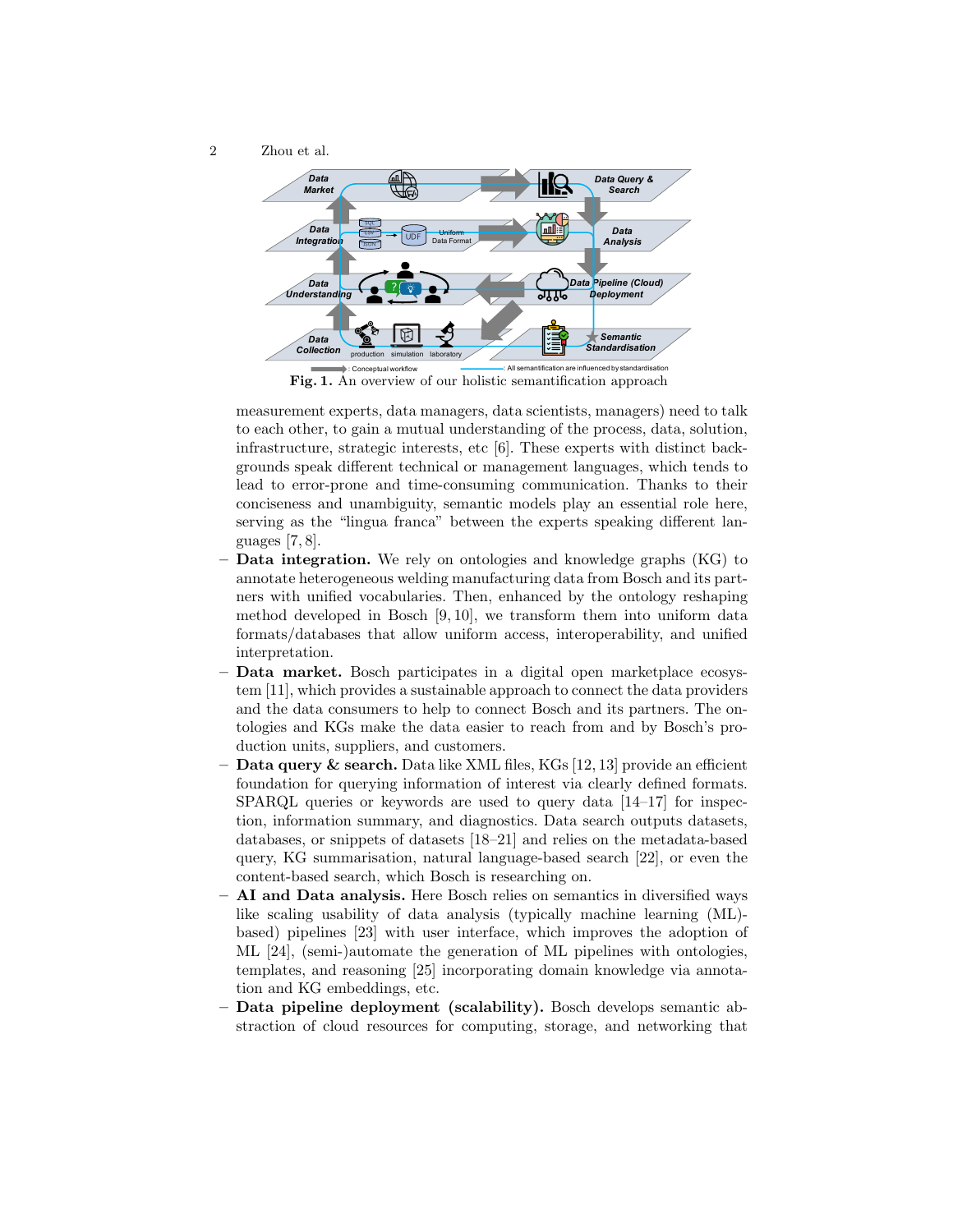Fig. 1. An overview of our holistic semantification approach

measurement experts, data managers, data scientists, managers) need to talk to each other, to gain a mutual understanding of the process, data, solution, infrastructure, strategic interests, etc [6]. These experts with distinct backgrounds speak different technical or management languages, which tends to lead to error-prone and time-consuming communication. Thanks to their conciseness and unambiguity, semantic models play an essential role here, serving as the "lingua franca" between the experts speaking different languages [7, 8].

- **Data integration.** We rely on ontologies and knowledge graphs (KG) to annotate heterogeneous welding manufacturing data from Bosch and its partners with unified vocabularies. Then, enhanced by the ontology reshaping method developed in Bosch [9, 10], we transform them into uniform data formats/databases that allow uniform access, interoperability, and unified interpretation.
- **Data market.** Bosch participates in a digital open marketplace ecosystem [11], which provides a sustainable approach to connect the data providers and the data consumers to help to connect Bosch and its partners. The ontologies and KGs make the data easier to reach from and by Bosch's production units, suppliers, and customers.
- **Data query & search.** Data like XML files, KGs [12, 13] provide an efficient foundation for querying information of interest via clearly defined formats. SPARQL queries or keywords are used to query data [14–17] for inspection, information summary, and diagnostics. Data search outputs datasets, databases, or snippets of datasets [18–21] and relies on the metadata-based query, KG summarisation, natural language-based search [22], or even the content-based search, which Bosch is researching on.
- **AI and Data analysis.** Here Bosch relies on semantics in diversified ways like scaling usability of data analysis (typically machine learning (ML)-based) pipelines [23] with user interface, which improves the adoption of ML [24], (semi-)automate the generation of ML pipelines with ontologies, templates, and reasoning [25] incorporating domain knowledge via annotation and KG embeddings, etc.
- **Data pipeline deployment (scalability).** Bosch develops semantic abstraction of cloud resources for computing, storage, and networking that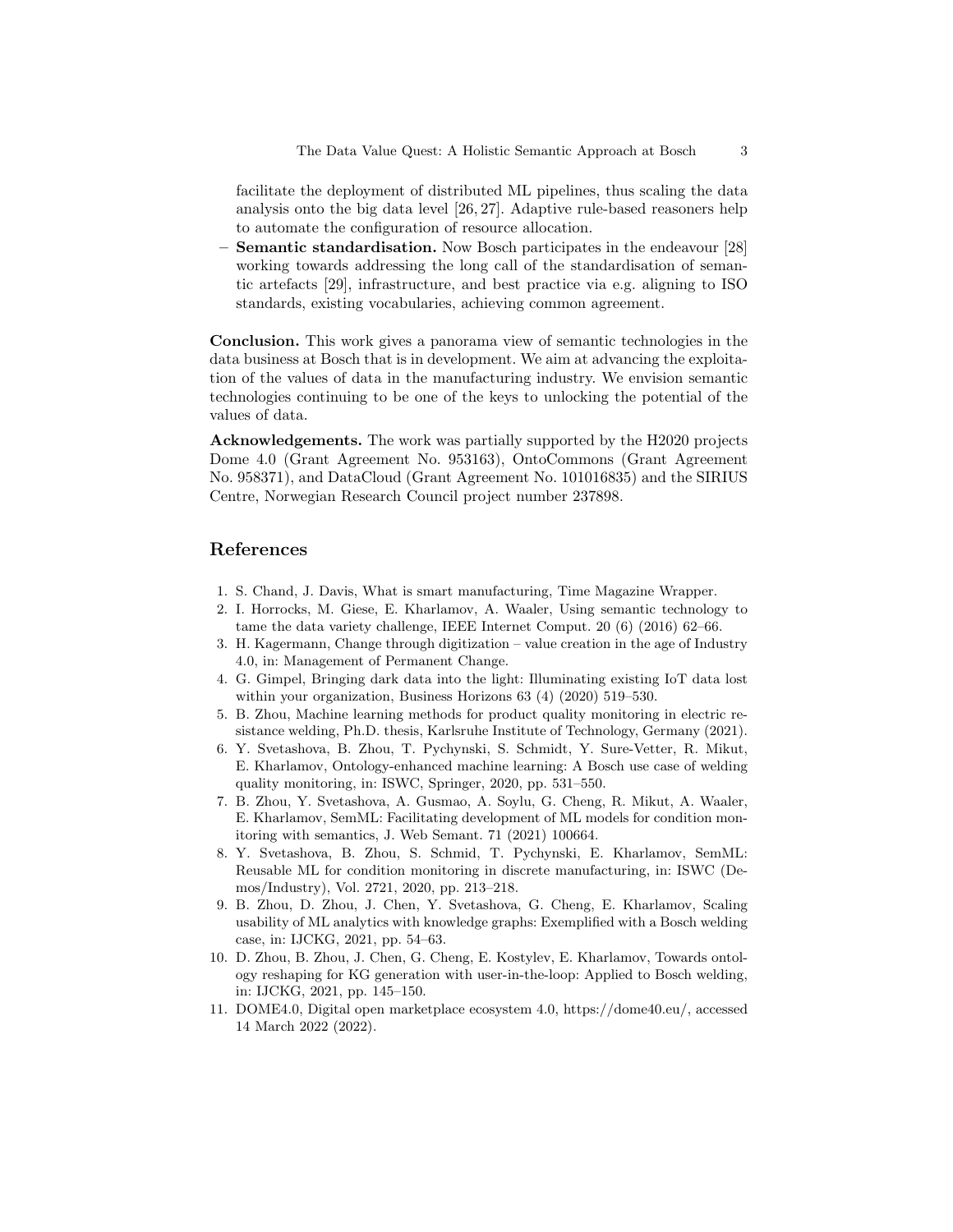facilitate the deployment of distributed ML pipelines, thus scaling the data analysis onto the big data level [26, 27]. Adaptive rule-based reasoners help to automate the configuration of resource allocation.
- **Semantic standardisation.** Now Bosch participates in the endeavour [28] working towards addressing the long call of the standardisation of semantic artefacts [29], infrastructure, and best practice via e.g. aligning to ISO standards, existing vocabularies, achieving common agreement.

**Conclusion.** This work gives a panorama view of semantic technologies in the data business at Bosch that is in development. We aim at advancing the exploitation of the values of data in the manufacturing industry. We envision semantic technologies continuing to be one of the keys to unlocking the potential of the values of data.

**Acknowledgements.** The work was partially supported by the H2020 projects Dome 4.0 (Grant Agreement No. 953163), OntoCommons (Grant Agreement No. 958371), and DataCloud (Grant Agreement No. 101016835) and the SIRIUS Centre, Norwegian Research Council project number 237898.

## References

1. S. Chand, J. Davis, What is smart manufacturing, Time Magazine Wrapper.
2. I. Horrocks, M. Giese, E. Kharlamov, A. Waaler, Using semantic technology to tame the data variety challenge, IEEE Internet Comput. 20 (6) (2016) 62–66.
3. H. Kagermann, Change through digitization – value creation in the age of Industry 4.0, in: Management of Permanent Change.
4. G. Gimpel, Bringing dark data into the light: Illuminating existing IoT data lost within your organization, Business Horizons 63 (4) (2020) 519–530.
5. B. Zhou, Machine learning methods for product quality monitoring in electric resistance welding, Ph.D. thesis, Karlsruhe Institute of Technology, Germany (2021).
6. Y. Svetashova, B. Zhou, T. Pychynski, S. Schmidt, Y. Sure-Vetter, R. Mikut, E. Kharlamov, Ontology-enhanced machine learning: A Bosch use case of welding quality monitoring, in: ISWC, Springer, 2020, pp. 531–550.
7. B. Zhou, Y. Svetashova, A. Gusmao, A. Soylu, G. Cheng, R. Mikut, A. Waaler, E. Kharlamov, SemML: Facilitating development of ML models for condition monitoring with semantics, J. Web Semant. 71 (2021) 100664.
8. Y. Svetashova, B. Zhou, S. Schmid, T. Pychynski, E. Kharlamov, SemML: Reusable ML for condition monitoring in discrete manufacturing, in: ISWC (Demos/Industry), Vol. 2721, 2020, pp. 213–218.
9. B. Zhou, D. Zhou, J. Chen, Y. Svetashova, G. Cheng, E. Kharlamov, Scaling usability of ML analytics with knowledge graphs: Exemplified with a Bosch welding case, in: IJCKG, 2021, pp. 54–63.
10. D. Zhou, B. Zhou, J. Chen, G. Cheng, E. Kostylev, E. Kharlamov, Towards ontology reshaping for KG generation with user-in-the-loop: Applied to Bosch welding, in: IJCKG, 2021, pp. 145–150.
11. DOME4.0, Digital open marketplace ecosystem 4.0, https://dome40.eu/, accessed 14 March 2022 (2022).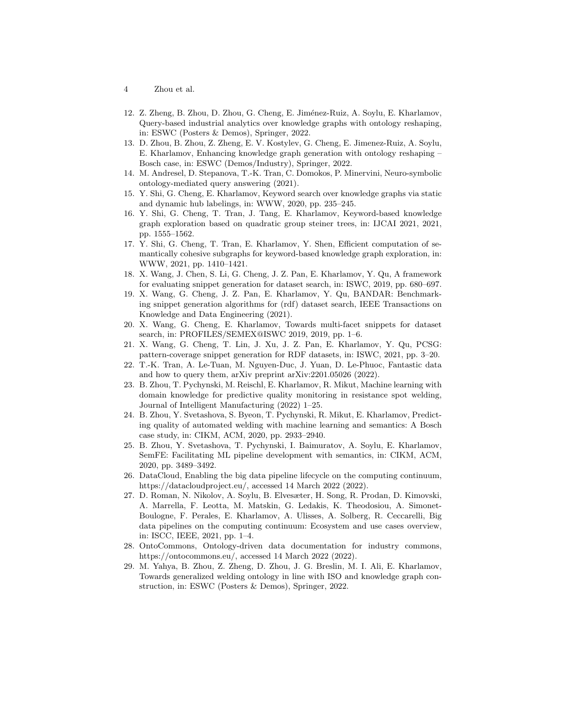12. Z. Zheng, B. Zhou, D. Zhou, G. Cheng, E. Jiménez-Ruiz, A. Soylu, E. Kharlamov, Query-based industrial analytics over knowledge graphs with ontology reshaping, in: ESWC (Posters & Demos), Springer, 2022.
13. D. Zhou, B. Zhou, Z. Zheng, E. V. Kostylev, G. Cheng, E. Jimenez-Ruiz, A. Soylu, E. Kharlamov, Enhancing knowledge graph generation with ontology reshaping – Bosch case, in: ESWC (Demos/Industry), Springer, 2022.
14. M. Andresel, D. Stepanova, T.-K. Tran, C. Domokos, P. Minervini, Neuro-symbolic ontology-mediated query answering (2021).
15. Y. Shi, G. Cheng, E. Kharlamov, Keyword search over knowledge graphs via static and dynamic hub labelings, in: WWW, 2020, pp. 235–245.
16. Y. Shi, G. Cheng, T. Tran, J. Tang, E. Kharlamov, Keyword-based knowledge graph exploration based on quadratic group steiner trees, in: IJCAI 2021, 2021, pp. 1555–1562.
17. Y. Shi, G. Cheng, T. Tran, E. Kharlamov, Y. Shen, Efficient computation of semantically cohesive subgraphs for keyword-based knowledge graph exploration, in: WWW, 2021, pp. 1410–1421.
18. X. Wang, J. Chen, S. Li, G. Cheng, J. Z. Pan, E. Kharlamov, Y. Qu, A framework for evaluating snippet generation for dataset search, in: ISWC, 2019, pp. 680–697.
19. X. Wang, G. Cheng, J. Z. Pan, E. Kharlamov, Y. Qu, BANDAR: Benchmarking snippet generation algorithms for (rdf) dataset search, IEEE Transactions on Knowledge and Data Engineering (2021).
20. X. Wang, G. Cheng, E. Kharlamov, Towards multi-facet snippets for dataset search, in: PROFILES/SEMEX@ISWC 2019, 2019, pp. 1–6.
21. X. Wang, G. Cheng, T. Lin, J. Xu, J. Z. Pan, E. Kharlamov, Y. Qu, PCSG: pattern-coverage snippet generation for RDF datasets, in: ISWC, 2021, pp. 3–20.
22. T.-K. Tran, A. Le-Tuan, M. Nguyen-Duc, J. Yuan, D. Le-Phuoc, Fantastic data and how to query them, arXiv preprint arXiv:2201.05026 (2022).
23. B. Zhou, T. Pychynski, M. Reischl, E. Kharlamov, R. Mikut, Machine learning with domain knowledge for predictive quality monitoring in resistance spot welding, Journal of Intelligent Manufacturing (2022) 1–25.
24. B. Zhou, Y. Svetashova, S. Byeon, T. Pychynski, R. Mikut, E. Kharlamov, Predicting quality of automated welding with machine learning and semantics: A Bosch case study, in: CIKM, ACM, 2020, pp. 2933–2940.
25. B. Zhou, Y. Svetashova, T. Pychynski, I. Baimuratov, A. Soylu, E. Kharlamov, SemFE: Facilitating ML pipeline development with semantics, in: CIKM, ACM, 2020, pp. 3489–3492.
26. DataCloud, Enabling the big data pipeline lifecycle on the computing continuum, https://datacloudproject.eu/, accessed 14 March 2022 (2022).
27. D. Roman, N. Nikolov, A. Soylu, B. Elvesæter, H. Song, R. Prodan, D. Kimovski, A. Marrella, F. Leotta, M. Matskin, G. Ledakis, K. Theodosiou, A. Simonet-Boulogne, F. Perales, E. Kharlamov, A. Ulisses, A. Solberg, R. Ceccarelli, Big data pipelines on the computing continuum: Ecosystem and use cases overview, in: ISCC, IEEE, 2021, pp. 1–4.
28. OntoCommons, Ontology-driven data documentation for industry commons, https://ontocommons.eu/, accessed 14 March 2022 (2022).
29. M. Yahya, B. Zhou, Z. Zheng, D. Zhou, J. G. Breslin, M. I. Ali, E. Kharlamov, Towards generalized welding ontology in line with ISO and knowledge graph construction, in: ESWC (Posters & Demos), Springer, 2022.